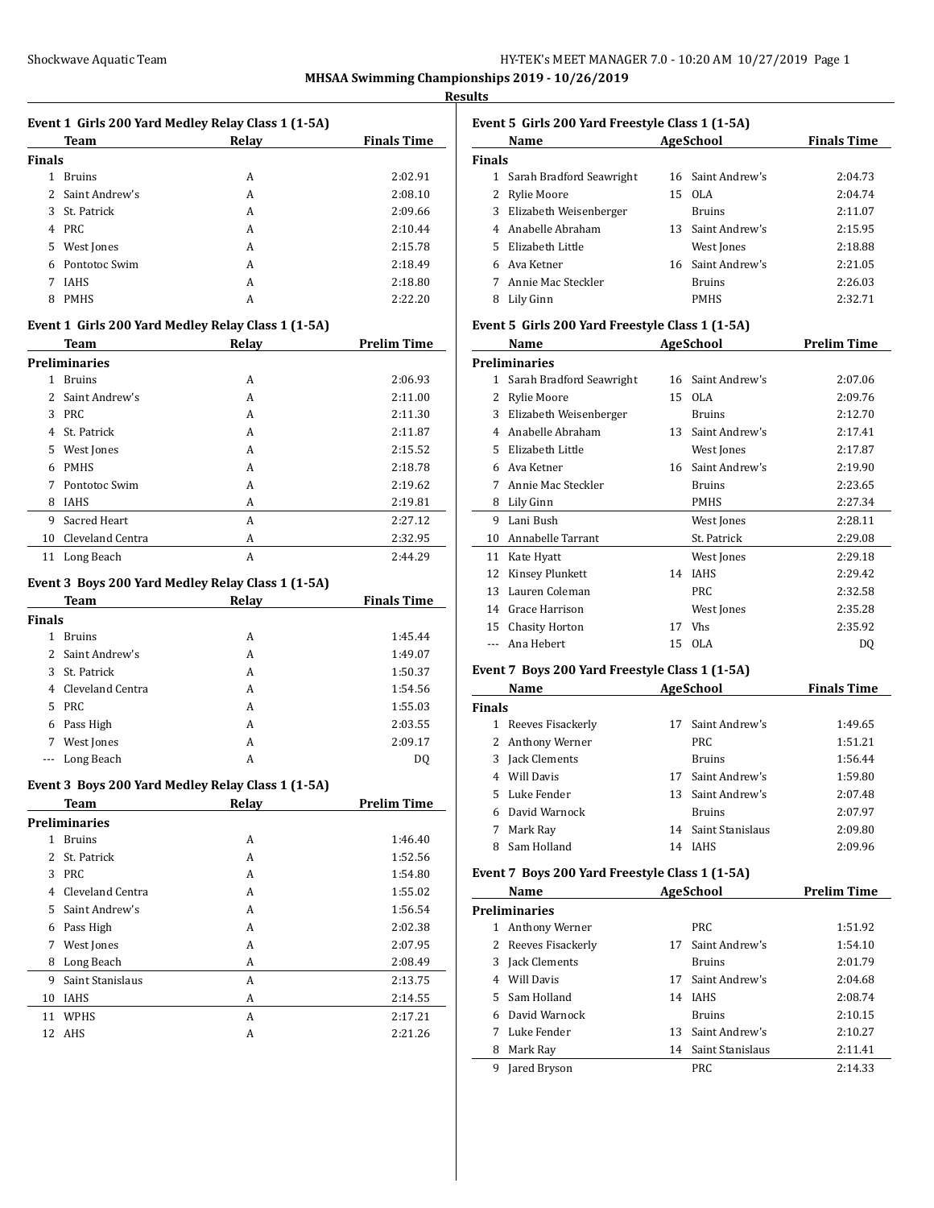## MHSAA Swimming Championships 2019 - 10/26/2019

### Results

**Event 1 Girls 200 Yard Medley Relay Class 1 (1-5A)**

| | Team | Relay | Finals Time |
|---|---|---|---|
| **Finals** | | | |
| 1 | Bruins | A | 2:02.91 |
| 2 | Saint Andrew's | A | 2:08.10 |
| 3 | St. Patrick | A | 2:09.66 |
| 4 | PRC | A | 2:10.44 |
| 5 | West Jones | A | 2:15.78 |
| 6 | Pontotoc Swim | A | 2:18.49 |
| 7 | IAHS | A | 2:18.80 |
| 8 | PMHS | A | 2:22.20 |

**Event 1 Girls 200 Yard Medley Relay Class 1 (1-5A)**

| | Team | Relay | Prelim Time |
|---|---|---|---|
| **Preliminaries** | | | |
| 1 | Bruins | A | 2:06.93 |
| 2 | Saint Andrew's | A | 2:11.00 |
| 3 | PRC | A | 2:11.30 |
| 4 | St. Patrick | A | 2:11.87 |
| 5 | West Jones | A | 2:15.52 |
| 6 | PMHS | A | 2:18.78 |
| 7 | Pontotoc Swim | A | 2:19.62 |
| 8 | IAHS | A | 2:19.81 |
| 9 | Sacred Heart | A | 2:27.12 |
| 10 | Cleveland Centra | A | 2:32.95 |
| 11 | Long Beach | A | 2:44.29 |

**Event 3 Boys 200 Yard Medley Relay Class 1 (1-5A)**

| | Team | Relay | Finals Time |
|---|---|---|---|
| **Finals** | | | |
| 1 | Bruins | A | 1:45.44 |
| 2 | Saint Andrew's | A | 1:49.07 |
| 3 | St. Patrick | A | 1:50.37 |
| 4 | Cleveland Centra | A | 1:54.56 |
| 5 | PRC | A | 1:55.03 |
| 6 | Pass High | A | 2:03.55 |
| 7 | West Jones | A | 2:09.17 |
| --- | Long Beach | A | DQ |

**Event 3 Boys 200 Yard Medley Relay Class 1 (1-5A)**

| | Team | Relay | Prelim Time |
|---|---|---|---|
| **Preliminaries** | | | |
| 1 | Bruins | A | 1:46.40 |
| 2 | St. Patrick | A | 1:52.56 |
| 3 | PRC | A | 1:54.80 |
| 4 | Cleveland Centra | A | 1:55.02 |
| 5 | Saint Andrew's | A | 1:56.54 |
| 6 | Pass High | A | 2:02.38 |
| 7 | West Jones | A | 2:07.95 |
| 8 | Long Beach | A | 2:08.49 |
| 9 | Saint Stanislaus | A | 2:13.75 |
| 10 | IAHS | A | 2:14.55 |
| 11 | WPHS | A | 2:17.21 |
| 12 | AHS | A | 2:21.26 |

**Event 5 Girls 200 Yard Freestyle Class 1 (1-5A)**

| | Name | Age | School | Finals Time |
|---|---|---|---|---|
| **Finals** | | | | |
| 1 | Sarah Bradford Seawright | 16 | Saint Andrew's | 2:04.73 |
| 2 | Rylie Moore | 15 | OLA | 2:04.74 |
| 3 | Elizabeth Weisenberger | | Bruins | 2:11.07 |
| 4 | Anabelle Abraham | 13 | Saint Andrew's | 2:15.95 |
| 5 | Elizabeth Little | | West Jones | 2:18.88 |
| 6 | Ava Ketner | 16 | Saint Andrew's | 2:21.05 |
| 7 | Annie Mac Steckler | | Bruins | 2:26.03 |
| 8 | Lily Ginn | | PMHS | 2:32.71 |

**Event 5 Girls 200 Yard Freestyle Class 1 (1-5A)**

| | Name | Age | School | Prelim Time |
|---|---|---|---|---|
| **Preliminaries** | | | | |
| 1 | Sarah Bradford Seawright | 16 | Saint Andrew's | 2:07.06 |
| 2 | Rylie Moore | 15 | OLA | 2:09.76 |
| 3 | Elizabeth Weisenberger | | Bruins | 2:12.70 |
| 4 | Anabelle Abraham | 13 | Saint Andrew's | 2:17.41 |
| 5 | Elizabeth Little | | West Jones | 2:17.87 |
| 6 | Ava Ketner | 16 | Saint Andrew's | 2:19.90 |
| 7 | Annie Mac Steckler | | Bruins | 2:23.65 |
| 8 | Lily Ginn | | PMHS | 2:27.34 |
| 9 | Lani Bush | | West Jones | 2:28.11 |
| 10 | Annabelle Tarrant | | St. Patrick | 2:29.08 |
| 11 | Kate Hyatt | | West Jones | 2:29.18 |
| 12 | Kinsey Plunkett | 14 | IAHS | 2:29.42 |
| 13 | Lauren Coleman | | PRC | 2:32.58 |
| 14 | Grace Harrison | | West Jones | 2:35.28 |
| 15 | Chasity Horton | 17 | Vhs | 2:35.92 |
| --- | Ana Hebert | 15 | OLA | DQ |

**Event 7 Boys 200 Yard Freestyle Class 1 (1-5A)**

| | Name | Age | School | Finals Time |
|---|---|---|---|---|
| **Finals** | | | | |
| 1 | Reeves Fisackerly | 17 | Saint Andrew's | 1:49.65 |
| 2 | Anthony Werner | | PRC | 1:51.21 |
| 3 | Jack Clements | | Bruins | 1:56.44 |
| 4 | Will Davis | 17 | Saint Andrew's | 1:59.80 |
| 5 | Luke Fender | 13 | Saint Andrew's | 2:07.48 |
| 6 | David Warnock | | Bruins | 2:07.97 |
| 7 | Mark Ray | 14 | Saint Stanislaus | 2:09.80 |
| 8 | Sam Holland | 14 | IAHS | 2:09.96 |

**Event 7 Boys 200 Yard Freestyle Class 1 (1-5A)**

| | Name | Age | School | Prelim Time |
|---|---|---|---|---|
| **Preliminaries** | | | | |
| 1 | Anthony Werner | | PRC | 1:51.92 |
| 2 | Reeves Fisackerly | 17 | Saint Andrew's | 1:54.10 |
| 3 | Jack Clements | | Bruins | 2:01.79 |
| 4 | Will Davis | 17 | Saint Andrew's | 2:04.68 |
| 5 | Sam Holland | 14 | IAHS | 2:08.74 |
| 6 | David Warnock | | Bruins | 2:10.15 |
| 7 | Luke Fender | 13 | Saint Andrew's | 2:10.27 |
| 8 | Mark Ray | 14 | Saint Stanislaus | 2:11.41 |
| 9 | Jared Bryson | | PRC | 2:14.33 |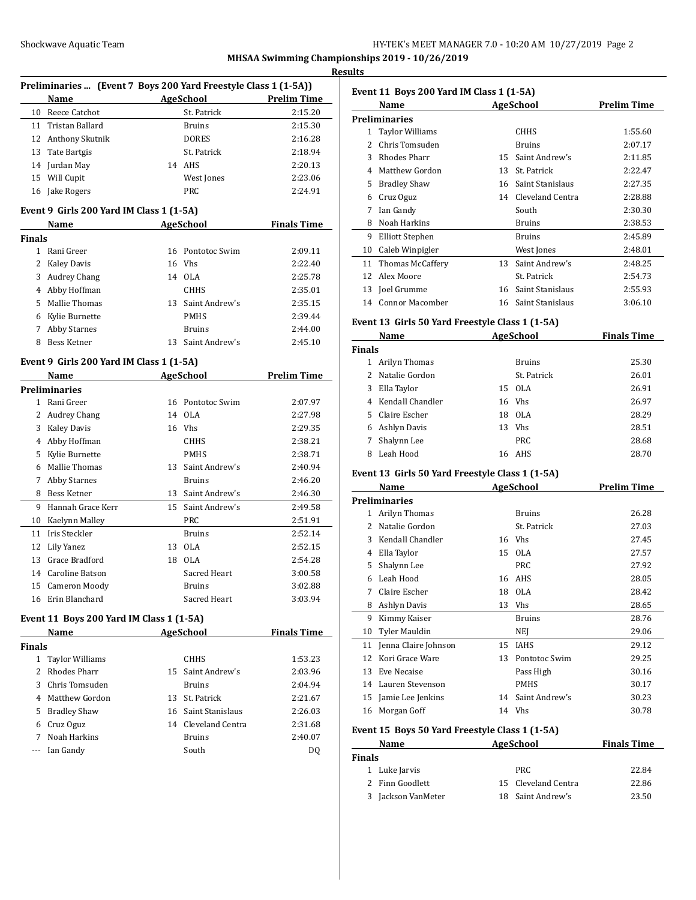## MHSAA Swimming Championships 2019 - 10/26/2019

### Results

**Preliminaries ... (Event 7 Boys 200 Yard Freestyle Class 1 (1-5A))**

| | Name | Age | School | Prelim Time |
|---|---|---|---|---|
| 10 | Reece Catchot | | St. Patrick | 2:15.20 |
| 11 | Tristan Ballard | | Bruins | 2:15.30 |
| 12 | Anthony Skutnik | | DORES | 2:16.28 |
| 13 | Tate Bartgis | | St. Patrick | 2:18.94 |
| 14 | Jurdan May | 14 | AHS | 2:20.13 |
| 15 | Will Cupit | | West Jones | 2:23.06 |
| 16 | Jake Rogers | | PRC | 2:24.91 |

**Event 9 Girls 200 Yard IM Class 1 (1-5A)**

| | Name | Age | School | Finals Time |
|---|---|---|---|---|
| **Finals** | | | | |
| 1 | Rani Greer | 16 | Pontotoc Swim | 2:09.11 |
| 2 | Kaley Davis | 16 | Vhs | 2:22.40 |
| 3 | Audrey Chang | 14 | OLA | 2:25.78 |
| 4 | Abby Hoffman | | CHHS | 2:35.01 |
| 5 | Mallie Thomas | 13 | Saint Andrew's | 2:35.15 |
| 6 | Kylie Burnette | | PMHS | 2:39.44 |
| 7 | Abby Starnes | | Bruins | 2:44.00 |
| 8 | Bess Ketner | 13 | Saint Andrew's | 2:45.10 |

**Event 9 Girls 200 Yard IM Class 1 (1-5A)**

| | Name | Age | School | Prelim Time |
|---|---|---|---|---|
| **Preliminaries** | | | | |
| 1 | Rani Greer | 16 | Pontotoc Swim | 2:07.97 |
| 2 | Audrey Chang | 14 | OLA | 2:27.98 |
| 3 | Kaley Davis | 16 | Vhs | 2:29.35 |
| 4 | Abby Hoffman | | CHHS | 2:38.21 |
| 5 | Kylie Burnette | | PMHS | 2:38.71 |
| 6 | Mallie Thomas | 13 | Saint Andrew's | 2:40.94 |
| 7 | Abby Starnes | | Bruins | 2:46.20 |
| 8 | Bess Ketner | 13 | Saint Andrew's | 2:46.30 |
| 9 | Hannah Grace Kerr | 15 | Saint Andrew's | 2:49.58 |
| 10 | Kaelynn Malley | | PRC | 2:51.91 |
| 11 | Iris Steckler | | Bruins | 2:52.14 |
| 12 | Lily Yanez | 13 | OLA | 2:52.15 |
| 13 | Grace Bradford | 18 | OLA | 2:54.28 |
| 14 | Caroline Batson | | Sacred Heart | 3:00.58 |
| 15 | Cameron Moody | | Bruins | 3:02.88 |
| 16 | Erin Blanchard | | Sacred Heart | 3:03.94 |

**Event 11 Boys 200 Yard IM Class 1 (1-5A)**

| | Name | Age | School | Finals Time |
|---|---|---|---|---|
| **Finals** | | | | |
| 1 | Taylor Williams | | CHHS | 1:53.23 |
| 2 | Rhodes Pharr | 15 | Saint Andrew's | 2:03.96 |
| 3 | Chris Tomsuden | | Bruins | 2:04.94 |
| 4 | Matthew Gordon | 13 | St. Patrick | 2:21.67 |
| 5 | Bradley Shaw | 16 | Saint Stanislaus | 2:26.03 |
| 6 | Cruz Oguz | 14 | Cleveland Centra | 2:31.68 |
| 7 | Noah Harkins | | Bruins | 2:40.07 |
| --- | Ian Gandy | | South | DQ |

**Event 11 Boys 200 Yard IM Class 1 (1-5A)**

| | Name | Age | School | Prelim Time |
|---|---|---|---|---|
| **Preliminaries** | | | | |
| 1 | Taylor Williams | | CHHS | 1:55.60 |
| 2 | Chris Tomsuden | | Bruins | 2:07.17 |
| 3 | Rhodes Pharr | 15 | Saint Andrew's | 2:11.85 |
| 4 | Matthew Gordon | 13 | St. Patrick | 2:22.47 |
| 5 | Bradley Shaw | 16 | Saint Stanislaus | 2:27.35 |
| 6 | Cruz Oguz | 14 | Cleveland Centra | 2:28.88 |
| 7 | Ian Gandy | | South | 2:30.30 |
| 8 | Noah Harkins | | Bruins | 2:38.53 |
| 9 | Elliott Stephen | | Bruins | 2:45.89 |
| 10 | Caleb Winpigler | | West Jones | 2:48.01 |
| 11 | Thomas McCaffery | 13 | Saint Andrew's | 2:48.25 |
| 12 | Alex Moore | | St. Patrick | 2:54.73 |
| 13 | Joel Grumme | 16 | Saint Stanislaus | 2:55.93 |
| 14 | Connor Macomber | 16 | Saint Stanislaus | 3:06.10 |

**Event 13 Girls 50 Yard Freestyle Class 1 (1-5A)**

| | Name | Age | School | Finals Time |
|---|---|---|---|---|
| **Finals** | | | | |
| 1 | Arilyn Thomas | | Bruins | 25.30 |
| 2 | Natalie Gordon | | St. Patrick | 26.01 |
| 3 | Ella Taylor | 15 | OLA | 26.91 |
| 4 | Kendall Chandler | 16 | Vhs | 26.97 |
| 5 | Claire Escher | 18 | OLA | 28.29 |
| 6 | Ashlyn Davis | 13 | Vhs | 28.51 |
| 7 | Shalynn Lee | | PRC | 28.68 |
| 8 | Leah Hood | 16 | AHS | 28.70 |

**Event 13 Girls 50 Yard Freestyle Class 1 (1-5A)**

| | Name | Age | School | Prelim Time |
|---|---|---|---|---|
| **Preliminaries** | | | | |
| 1 | Arilyn Thomas | | Bruins | 26.28 |
| 2 | Natalie Gordon | | St. Patrick | 27.03 |
| 3 | Kendall Chandler | 16 | Vhs | 27.45 |
| 4 | Ella Taylor | 15 | OLA | 27.57 |
| 5 | Shalynn Lee | | PRC | 27.92 |
| 6 | Leah Hood | 16 | AHS | 28.05 |
| 7 | Claire Escher | 18 | OLA | 28.42 |
| 8 | Ashlyn Davis | 13 | Vhs | 28.65 |
| 9 | Kimmy Kaiser | | Bruins | 28.76 |
| 10 | Tyler Mauldin | | NEJ | 29.06 |
| 11 | Jenna Claire Johnson | 15 | IAHS | 29.12 |
| 12 | Kori Grace Ware | 13 | Pontotoc Swim | 29.25 |
| 13 | Eve Necaise | | Pass High | 30.16 |
| 14 | Lauren Stevenson | | PMHS | 30.17 |
| 15 | Jamie Lee Jenkins | 14 | Saint Andrew's | 30.23 |
| 16 | Morgan Goff | 14 | Vhs | 30.78 |

**Event 15 Boys 50 Yard Freestyle Class 1 (1-5A)**

| | Name | Age | School | Finals Time |
|---|---|---|---|---|
| **Finals** | | | | |
| 1 | Luke Jarvis | | PRC | 22.84 |
| 2 | Finn Goodlett | 15 | Cleveland Centra | 22.86 |
| 3 | Jackson VanMeter | 18 | Saint Andrew's | 23.50 |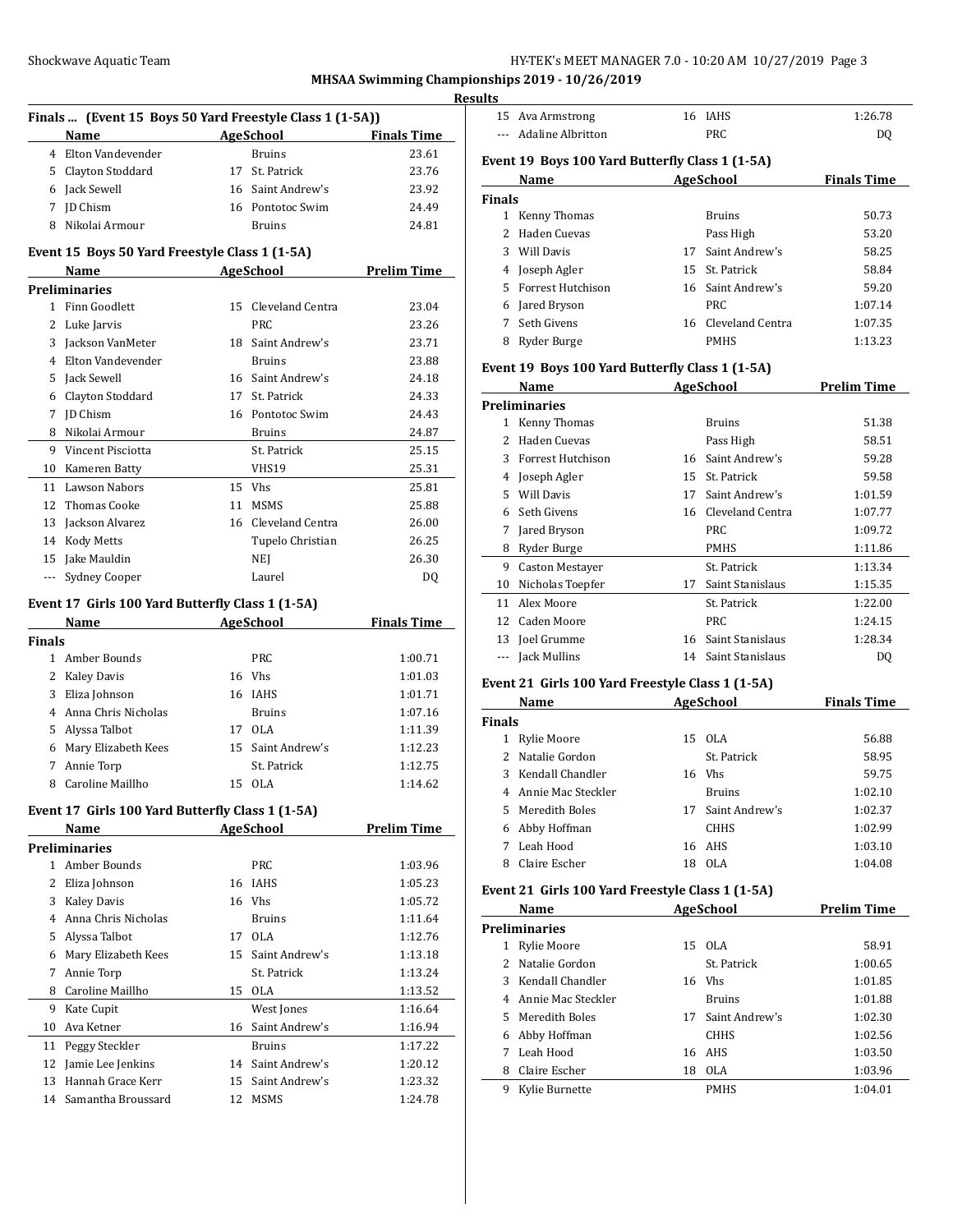**MHSAA Swimming Championships 2019 - 10/26/2019**

**Results**

### Finals ... (Event 15 Boys 50 Yard Freestyle Class 1 (1-5A))

| | Name | Age | School | Finals Time |
|---|---|---|---|---|
| 4 | Elton Vandevender | | Bruins | 23.61 |
| 5 | Clayton Stoddard | 17 | St. Patrick | 23.76 |
| 6 | Jack Sewell | 16 | Saint Andrew's | 23.92 |
| 7 | JD Chism | 16 | Pontotoc Swim | 24.49 |
| 8 | Nikolai Armour | | Bruins | 24.81 |

### Event 15 Boys 50 Yard Freestyle Class 1 (1-5A)

| | Name | Age | School | Prelim Time |
|---|---|---|---|---|
| **Preliminaries** | | | | |
| 1 | Finn Goodlett | 15 | Cleveland Centra | 23.04 |
| 2 | Luke Jarvis | | PRC | 23.26 |
| 3 | Jackson VanMeter | 18 | Saint Andrew's | 23.71 |
| 4 | Elton Vandevender | | Bruins | 23.88 |
| 5 | Jack Sewell | 16 | Saint Andrew's | 24.18 |
| 6 | Clayton Stoddard | 17 | St. Patrick | 24.33 |
| 7 | JD Chism | 16 | Pontotoc Swim | 24.43 |
| 8 | Nikolai Armour | | Bruins | 24.87 |
| 9 | Vincent Pisciotta | | St. Patrick | 25.15 |
| 10 | Kameren Batty | | VHS19 | 25.31 |
| 11 | Lawson Nabors | 15 | Vhs | 25.81 |
| 12 | Thomas Cooke | 11 | MSMS | 25.88 |
| 13 | Jackson Alvarez | 16 | Cleveland Centra | 26.00 |
| 14 | Kody Metts | | Tupelo Christian | 26.25 |
| 15 | Jake Mauldin | | NEJ | 26.30 |
| --- | Sydney Cooper | | Laurel | DQ |

### Event 17 Girls 100 Yard Butterfly Class 1 (1-5A)

| | Name | Age | School | Finals Time |
|---|---|---|---|---|
| **Finals** | | | | |
| 1 | Amber Bounds | | PRC | 1:00.71 |
| 2 | Kaley Davis | 16 | Vhs | 1:01.03 |
| 3 | Eliza Johnson | 16 | IAHS | 1:01.71 |
| 4 | Anna Chris Nicholas | | Bruins | 1:07.16 |
| 5 | Alyssa Talbot | 17 | OLA | 1:11.39 |
| 6 | Mary Elizabeth Kees | 15 | Saint Andrew's | 1:12.23 |
| 7 | Annie Torp | | St. Patrick | 1:12.75 |
| 8 | Caroline Maillho | 15 | OLA | 1:14.62 |

### Event 17 Girls 100 Yard Butterfly Class 1 (1-5A)

| | Name | Age | School | Prelim Time |
|---|---|---|---|---|
| **Preliminaries** | | | | |
| 1 | Amber Bounds | | PRC | 1:03.96 |
| 2 | Eliza Johnson | 16 | IAHS | 1:05.23 |
| 3 | Kaley Davis | 16 | Vhs | 1:05.72 |
| 4 | Anna Chris Nicholas | | Bruins | 1:11.64 |
| 5 | Alyssa Talbot | 17 | OLA | 1:12.76 |
| 6 | Mary Elizabeth Kees | 15 | Saint Andrew's | 1:13.18 |
| 7 | Annie Torp | | St. Patrick | 1:13.24 |
| 8 | Caroline Maillho | 15 | OLA | 1:13.52 |
| 9 | Kate Cupit | | West Jones | 1:16.64 |
| 10 | Ava Ketner | 16 | Saint Andrew's | 1:16.94 |
| 11 | Peggy Steckler | | Bruins | 1:17.22 |
| 12 | Jamie Lee Jenkins | 14 | Saint Andrew's | 1:20.12 |
| 13 | Hannah Grace Kerr | 15 | Saint Andrew's | 1:23.32 |
| 14 | Samantha Broussard | 12 | MSMS | 1:24.78 |
| 15 | Ava Armstrong | 16 | IAHS | 1:26.78 |
| --- | Adaline Albritton | | PRC | DQ |

### Event 19 Boys 100 Yard Butterfly Class 1 (1-5A)

| | Name | Age | School | Finals Time |
|---|---|---|---|---|
| **Finals** | | | | |
| 1 | Kenny Thomas | | Bruins | 50.73 |
| 2 | Haden Cuevas | | Pass High | 53.20 |
| 3 | Will Davis | 17 | Saint Andrew's | 58.25 |
| 4 | Joseph Agler | 15 | St. Patrick | 58.84 |
| 5 | Forrest Hutchison | 16 | Saint Andrew's | 59.20 |
| 6 | Jared Bryson | | PRC | 1:07.14 |
| 7 | Seth Givens | 16 | Cleveland Centra | 1:07.35 |
| 8 | Ryder Burge | | PMHS | 1:13.23 |

### Event 19 Boys 100 Yard Butterfly Class 1 (1-5A)

| | Name | Age | School | Prelim Time |
|---|---|---|---|---|
| **Preliminaries** | | | | |
| 1 | Kenny Thomas | | Bruins | 51.38 |
| 2 | Haden Cuevas | | Pass High | 58.51 |
| 3 | Forrest Hutchison | 16 | Saint Andrew's | 59.28 |
| 4 | Joseph Agler | 15 | St. Patrick | 59.58 |
| 5 | Will Davis | 17 | Saint Andrew's | 1:01.59 |
| 6 | Seth Givens | 16 | Cleveland Centra | 1:07.77 |
| 7 | Jared Bryson | | PRC | 1:09.72 |
| 8 | Ryder Burge | | PMHS | 1:11.86 |
| 9 | Caston Mestayer | | St. Patrick | 1:13.34 |
| 10 | Nicholas Toepfer | 17 | Saint Stanislaus | 1:15.35 |
| 11 | Alex Moore | | St. Patrick | 1:22.00 |
| 12 | Caden Moore | | PRC | 1:24.15 |
| 13 | Joel Grumme | 16 | Saint Stanislaus | 1:28.34 |
| --- | Jack Mullins | 14 | Saint Stanislaus | DQ |

### Event 21 Girls 100 Yard Freestyle Class 1 (1-5A)

| | Name | Age | School | Finals Time |
|---|---|---|---|---|
| **Finals** | | | | |
| 1 | Rylie Moore | 15 | OLA | 56.88 |
| 2 | Natalie Gordon | | St. Patrick | 58.95 |
| 3 | Kendall Chandler | 16 | Vhs | 59.75 |
| 4 | Annie Mac Steckler | | Bruins | 1:02.10 |
| 5 | Meredith Boles | 17 | Saint Andrew's | 1:02.37 |
| 6 | Abby Hoffman | | CHHS | 1:02.99 |
| 7 | Leah Hood | 16 | AHS | 1:03.10 |
| 8 | Claire Escher | 18 | OLA | 1:04.08 |

### Event 21 Girls 100 Yard Freestyle Class 1 (1-5A)

| | Name | Age | School | Prelim Time |
|---|---|---|---|---|
| **Preliminaries** | | | | |
| 1 | Rylie Moore | 15 | OLA | 58.91 |
| 2 | Natalie Gordon | | St. Patrick | 1:00.65 |
| 3 | Kendall Chandler | 16 | Vhs | 1:01.85 |
| 4 | Annie Mac Steckler | | Bruins | 1:01.88 |
| 5 | Meredith Boles | 17 | Saint Andrew's | 1:02.30 |
| 6 | Abby Hoffman | | CHHS | 1:02.56 |
| 7 | Leah Hood | 16 | AHS | 1:03.50 |
| 8 | Claire Escher | 18 | OLA | 1:03.96 |
| 9 | Kylie Burnette | | PMHS | 1:04.01 |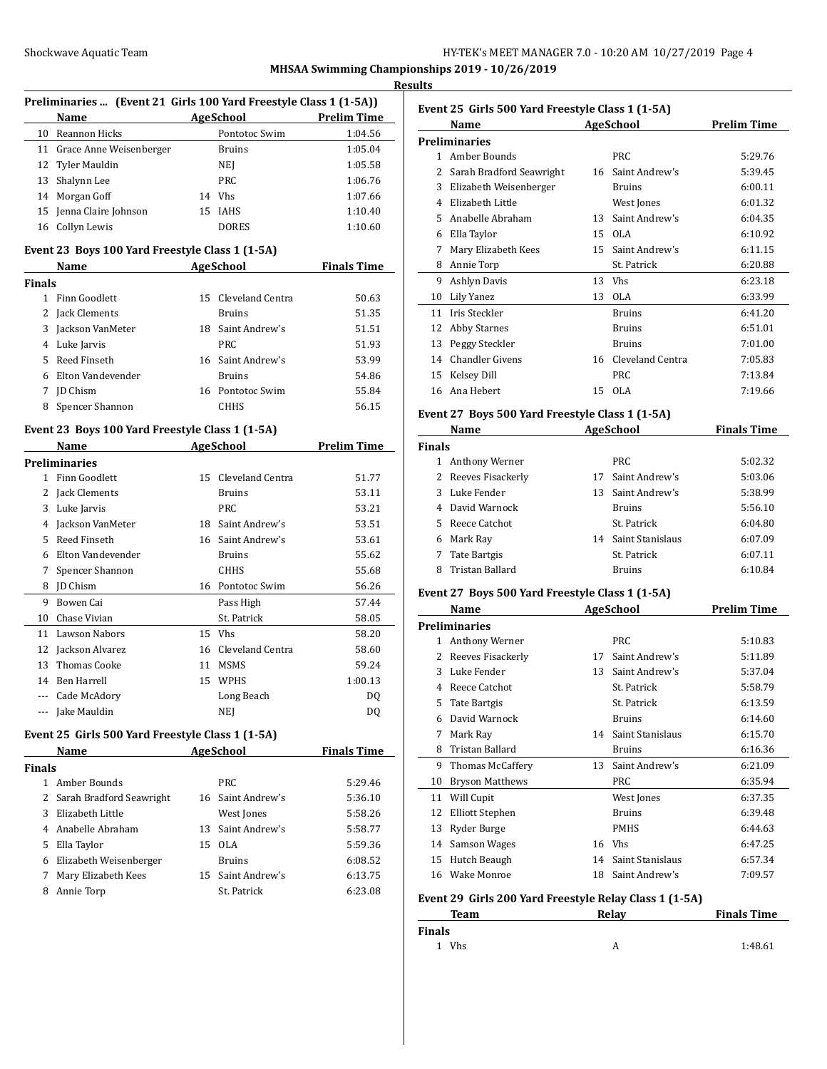## Preliminaries ... (Event 21 Girls 100 Yard Freestyle Class 1 (1-5A))

| | Name | Age | School | Prelim Time |
|---|---|---|---|---|
| 10 | Reannon Hicks | | Pontotoc Swim | 1:04.56 |
| 11 | Grace Anne Weisenberger | | Bruins | 1:05.04 |
| 12 | Tyler Mauldin | | NEJ | 1:05.58 |
| 13 | Shalynn Lee | | PRC | 1:06.76 |
| 14 | Morgan Goff | 14 | Vhs | 1:07.66 |
| 15 | Jenna Claire Johnson | 15 | IAHS | 1:10.40 |
| 16 | Collyn Lewis | | DORES | 1:10.60 |

## Event 23 Boys 100 Yard Freestyle Class 1 (1-5A)

| | Name | Age | School | Finals Time |
|---|---|---|---|---|
| **Finals** | | | | |
| 1 | Finn Goodlett | 15 | Cleveland Centra | 50.63 |
| 2 | Jack Clements | | Bruins | 51.35 |
| 3 | Jackson VanMeter | 18 | Saint Andrew's | 51.51 |
| 4 | Luke Jarvis | | PRC | 51.93 |
| 5 | Reed Finseth | 16 | Saint Andrew's | 53.99 |
| 6 | Elton Vandevender | | Bruins | 54.86 |
| 7 | JD Chism | 16 | Pontotoc Swim | 55.84 |
| 8 | Spencer Shannon | | CHHS | 56.15 |

## Event 23 Boys 100 Yard Freestyle Class 1 (1-5A)

| | Name | Age | School | Prelim Time |
|---|---|---|---|---|
| **Preliminaries** | | | | |
| 1 | Finn Goodlett | 15 | Cleveland Centra | 51.77 |
| 2 | Jack Clements | | Bruins | 53.11 |
| 3 | Luke Jarvis | | PRC | 53.21 |
| 4 | Jackson VanMeter | 18 | Saint Andrew's | 53.51 |
| 5 | Reed Finseth | 16 | Saint Andrew's | 53.61 |
| 6 | Elton Vandevender | | Bruins | 55.62 |
| 7 | Spencer Shannon | | CHHS | 55.68 |
| 8 | JD Chism | 16 | Pontotoc Swim | 56.26 |
| 9 | Bowen Cai | | Pass High | 57.44 |
| 10 | Chase Vivian | | St. Patrick | 58.05 |
| 11 | Lawson Nabors | 15 | Vhs | 58.20 |
| 12 | Jackson Alvarez | 16 | Cleveland Centra | 58.60 |
| 13 | Thomas Cooke | 11 | MSMS | 59.24 |
| 14 | Ben Harrell | 15 | WPHS | 1:00.13 |
| --- | Cade McAdory | | Long Beach | DQ |
| --- | Jake Mauldin | | NEJ | DQ |

## Event 25 Girls 500 Yard Freestyle Class 1 (1-5A)

| | Name | Age | School | Finals Time |
|---|---|---|---|---|
| **Finals** | | | | |
| 1 | Amber Bounds | | PRC | 5:29.46 |
| 2 | Sarah Bradford Seawright | 16 | Saint Andrew's | 5:36.10 |
| 3 | Elizabeth Little | | West Jones | 5:58.26 |
| 4 | Anabelle Abraham | 13 | Saint Andrew's | 5:58.77 |
| 5 | Ella Taylor | 15 | OLA | 5:59.36 |
| 6 | Elizabeth Weisenberger | | Bruins | 6:08.52 |
| 7 | Mary Elizabeth Kees | 15 | Saint Andrew's | 6:13.75 |
| 8 | Annie Torp | | St. Patrick | 6:23.08 |

## Event 25 Girls 500 Yard Freestyle Class 1 (1-5A)

| | Name | Age | School | Prelim Time |
|---|---|---|---|---|
| **Preliminaries** | | | | |
| 1 | Amber Bounds | | PRC | 5:29.76 |
| 2 | Sarah Bradford Seawright | 16 | Saint Andrew's | 5:39.45 |
| 3 | Elizabeth Weisenberger | | Bruins | 6:00.11 |
| 4 | Elizabeth Little | | West Jones | 6:01.32 |
| 5 | Anabelle Abraham | 13 | Saint Andrew's | 6:04.35 |
| 6 | Ella Taylor | 15 | OLA | 6:10.92 |
| 7 | Mary Elizabeth Kees | 15 | Saint Andrew's | 6:11.15 |
| 8 | Annie Torp | | St. Patrick | 6:20.88 |
| 9 | Ashlyn Davis | 13 | Vhs | 6:23.18 |
| 10 | Lily Yanez | 13 | OLA | 6:33.99 |
| 11 | Iris Steckler | | Bruins | 6:41.20 |
| 12 | Abby Starnes | | Bruins | 6:51.01 |
| 13 | Peggy Steckler | | Bruins | 7:01.00 |
| 14 | Chandler Givens | 16 | Cleveland Centra | 7:05.83 |
| 15 | Kelsey Dill | | PRC | 7:13.84 |
| 16 | Ana Hebert | 15 | OLA | 7:19.66 |

## Event 27 Boys 500 Yard Freestyle Class 1 (1-5A)

| | Name | Age | School | Finals Time |
|---|---|---|---|---|
| **Finals** | | | | |
| 1 | Anthony Werner | | PRC | 5:02.32 |
| 2 | Reeves Fisackerly | 17 | Saint Andrew's | 5:03.06 |
| 3 | Luke Fender | 13 | Saint Andrew's | 5:38.99 |
| 4 | David Warnock | | Bruins | 5:56.10 |
| 5 | Reece Catchot | | St. Patrick | 6:04.80 |
| 6 | Mark Ray | 14 | Saint Stanislaus | 6:07.09 |
| 7 | Tate Bartgis | | St. Patrick | 6:07.11 |
| 8 | Tristan Ballard | | Bruins | 6:10.84 |

## Event 27 Boys 500 Yard Freestyle Class 1 (1-5A)

| | Name | Age | School | Prelim Time |
|---|---|---|---|---|
| **Preliminaries** | | | | |
| 1 | Anthony Werner | | PRC | 5:10.83 |
| 2 | Reeves Fisackerly | 17 | Saint Andrew's | 5:11.89 |
| 3 | Luke Fender | 13 | Saint Andrew's | 5:37.04 |
| 4 | Reece Catchot | | St. Patrick | 5:58.79 |
| 5 | Tate Bartgis | | St. Patrick | 6:13.59 |
| 6 | David Warnock | | Bruins | 6:14.60 |
| 7 | Mark Ray | 14 | Saint Stanislaus | 6:15.70 |
| 8 | Tristan Ballard | | Bruins | 6:16.36 |
| 9 | Thomas McCaffery | 13 | Saint Andrew's | 6:21.09 |
| 10 | Bryson Matthews | | PRC | 6:35.94 |
| 11 | Will Cupit | | West Jones | 6:37.35 |
| 12 | Elliott Stephen | | Bruins | 6:39.48 |
| 13 | Ryder Burge | | PMHS | 6:44.63 |
| 14 | Samson Wages | 16 | Vhs | 6:47.25 |
| 15 | Hutch Beaugh | 14 | Saint Stanislaus | 6:57.34 |
| 16 | Wake Monroe | 18 | Saint Andrew's | 7:09.57 |

## Event 29 Girls 200 Yard Freestyle Relay Class 1 (1-5A)

| | Team | Relay | Finals Time |
|---|---|---|---|
| **Finals** | | | |
| 1 | Vhs | A | 1:48.61 |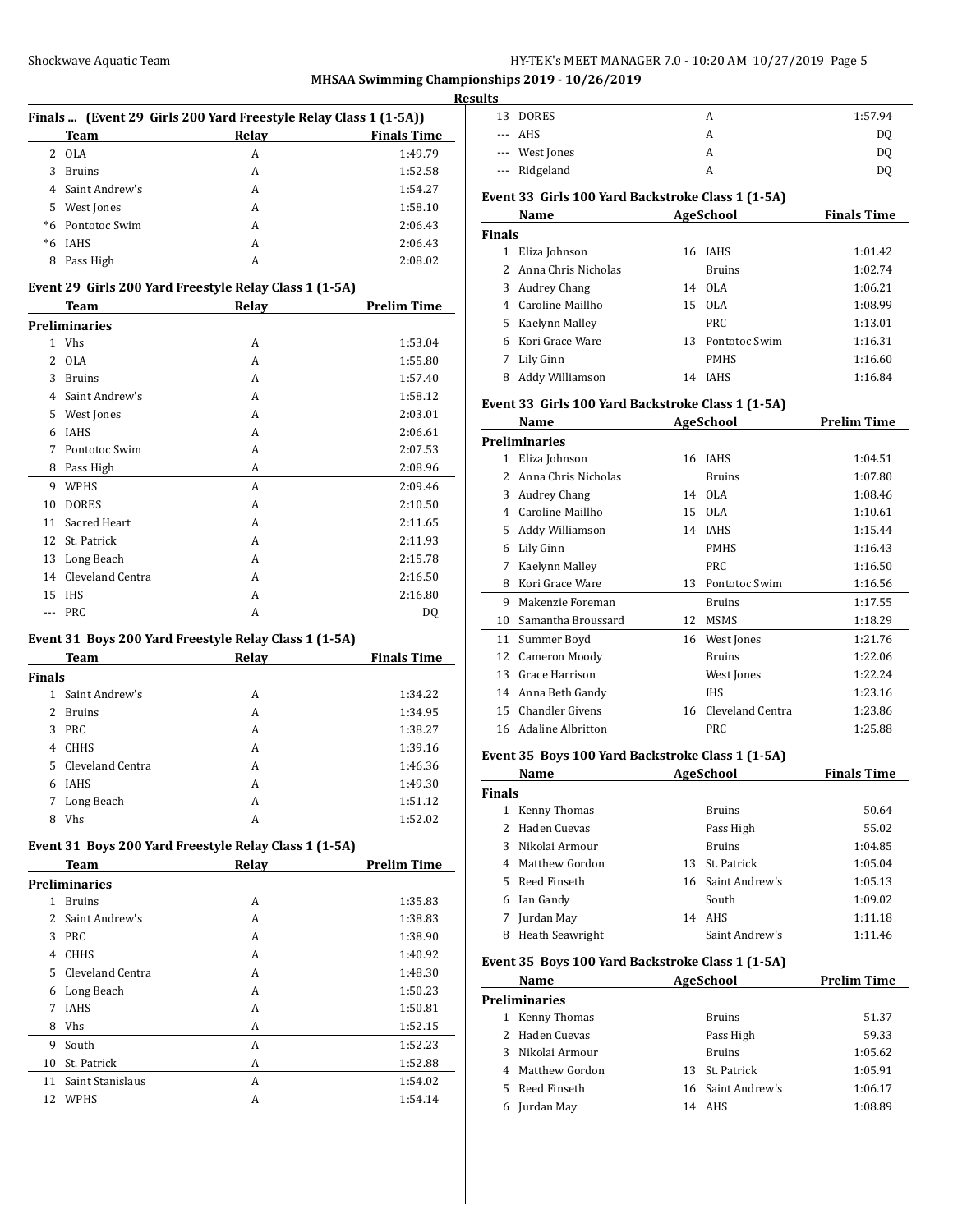**MHSAA Swimming Championships 2019 - 10/26/2019**

**Results**

### Finals ... (Event 29 Girls 200 Yard Freestyle Relay Class 1 (1-5A))

| | Team | Relay | Finals Time |
|---|---|---|---|
| 2 | OLA | A | 1:49.79 |
| 3 | Bruins | A | 1:52.58 |
| 4 | Saint Andrew's | A | 1:54.27 |
| 5 | West Jones | A | 1:58.10 |
| *6 | Pontotoc Swim | A | 2:06.43 |
| *6 | IAHS | A | 2:06.43 |
| 8 | Pass High | A | 2:08.02 |

### Event 29 Girls 200 Yard Freestyle Relay Class 1 (1-5A)

| | Team | Relay | Prelim Time |
|---|---|---|---|
| **Preliminaries** | | | |
| 1 | Vhs | A | 1:53.04 |
| 2 | OLA | A | 1:55.80 |
| 3 | Bruins | A | 1:57.40 |
| 4 | Saint Andrew's | A | 1:58.12 |
| 5 | West Jones | A | 2:03.01 |
| 6 | IAHS | A | 2:06.61 |
| 7 | Pontotoc Swim | A | 2:07.53 |
| 8 | Pass High | A | 2:08.96 |
| 9 | WPHS | A | 2:09.46 |
| 10 | DORES | A | 2:10.50 |
| 11 | Sacred Heart | A | 2:11.65 |
| 12 | St. Patrick | A | 2:11.93 |
| 13 | Long Beach | A | 2:15.78 |
| 14 | Cleveland Centra | A | 2:16.50 |
| 15 | IHS | A | 2:16.80 |
| --- | PRC | A | DQ |

### Event 31 Boys 200 Yard Freestyle Relay Class 1 (1-5A)

| | Team | Relay | Finals Time |
|---|---|---|---|
| **Finals** | | | |
| 1 | Saint Andrew's | A | 1:34.22 |
| 2 | Bruins | A | 1:34.95 |
| 3 | PRC | A | 1:38.27 |
| 4 | CHHS | A | 1:39.16 |
| 5 | Cleveland Centra | A | 1:46.36 |
| 6 | IAHS | A | 1:49.30 |
| 7 | Long Beach | A | 1:51.12 |
| 8 | Vhs | A | 1:52.02 |

### Event 31 Boys 200 Yard Freestyle Relay Class 1 (1-5A)

| | Team | Relay | Prelim Time |
|---|---|---|---|
| **Preliminaries** | | | |
| 1 | Bruins | A | 1:35.83 |
| 2 | Saint Andrew's | A | 1:38.83 |
| 3 | PRC | A | 1:38.90 |
| 4 | CHHS | A | 1:40.92 |
| 5 | Cleveland Centra | A | 1:48.30 |
| 6 | Long Beach | A | 1:50.23 |
| 7 | IAHS | A | 1:50.81 |
| 8 | Vhs | A | 1:52.15 |
| 9 | South | A | 1:52.23 |
| 10 | St. Patrick | A | 1:52.88 |
| 11 | Saint Stanislaus | A | 1:54.02 |
| 12 | WPHS | A | 1:54.14 |
| 13 | DORES | A | 1:57.94 |
| --- | AHS | A | DQ |
| --- | West Jones | A | DQ |
| --- | Ridgeland | A | DQ |

### Event 33 Girls 100 Yard Backstroke Class 1 (1-5A)

| | Name | Age | School | Finals Time |
|---|---|---|---|---|
| **Finals** | | | | |
| 1 | Eliza Johnson | 16 | IAHS | 1:01.42 |
| 2 | Anna Chris Nicholas | | Bruins | 1:02.74 |
| 3 | Audrey Chang | 14 | OLA | 1:06.21 |
| 4 | Caroline Maillho | 15 | OLA | 1:08.99 |
| 5 | Kaelynn Malley | | PRC | 1:13.01 |
| 6 | Kori Grace Ware | 13 | Pontotoc Swim | 1:16.31 |
| 7 | Lily Ginn | | PMHS | 1:16.60 |
| 8 | Addy Williamson | 14 | IAHS | 1:16.84 |

### Event 33 Girls 100 Yard Backstroke Class 1 (1-5A)

| | Name | Age | School | Prelim Time |
|---|---|---|---|---|
| **Preliminaries** | | | | |
| 1 | Eliza Johnson | 16 | IAHS | 1:04.51 |
| 2 | Anna Chris Nicholas | | Bruins | 1:07.80 |
| 3 | Audrey Chang | 14 | OLA | 1:08.46 |
| 4 | Caroline Maillho | 15 | OLA | 1:10.61 |
| 5 | Addy Williamson | 14 | IAHS | 1:15.44 |
| 6 | Lily Ginn | | PMHS | 1:16.43 |
| 7 | Kaelynn Malley | | PRC | 1:16.50 |
| 8 | Kori Grace Ware | 13 | Pontotoc Swim | 1:16.56 |
| 9 | Makenzie Foreman | | Bruins | 1:17.55 |
| 10 | Samantha Broussard | 12 | MSMS | 1:18.29 |
| 11 | Summer Boyd | 16 | West Jones | 1:21.76 |
| 12 | Cameron Moody | | Bruins | 1:22.06 |
| 13 | Grace Harrison | | West Jones | 1:22.24 |
| 14 | Anna Beth Gandy | | IHS | 1:23.16 |
| 15 | Chandler Givens | 16 | Cleveland Centra | 1:23.86 |
| 16 | Adaline Albritton | | PRC | 1:25.88 |

### Event 35 Boys 100 Yard Backstroke Class 1 (1-5A)

| | Name | Age | School | Finals Time |
|---|---|---|---|---|
| **Finals** | | | | |
| 1 | Kenny Thomas | | Bruins | 50.64 |
| 2 | Haden Cuevas | | Pass High | 55.02 |
| 3 | Nikolai Armour | | Bruins | 1:04.85 |
| 4 | Matthew Gordon | 13 | St. Patrick | 1:05.04 |
| 5 | Reed Finseth | 16 | Saint Andrew's | 1:05.13 |
| 6 | Ian Gandy | | South | 1:09.02 |
| 7 | Jurdan May | 14 | AHS | 1:11.18 |
| 8 | Heath Seawright | | Saint Andrew's | 1:11.46 |

### Event 35 Boys 100 Yard Backstroke Class 1 (1-5A)

| | Name | Age | School | Prelim Time |
|---|---|---|---|---|
| **Preliminaries** | | | | |
| 1 | Kenny Thomas | | Bruins | 51.37 |
| 2 | Haden Cuevas | | Pass High | 59.33 |
| 3 | Nikolai Armour | | Bruins | 1:05.62 |
| 4 | Matthew Gordon | 13 | St. Patrick | 1:05.91 |
| 5 | Reed Finseth | 16 | Saint Andrew's | 1:06.17 |
| 6 | Jurdan May | 14 | AHS | 1:08.89 |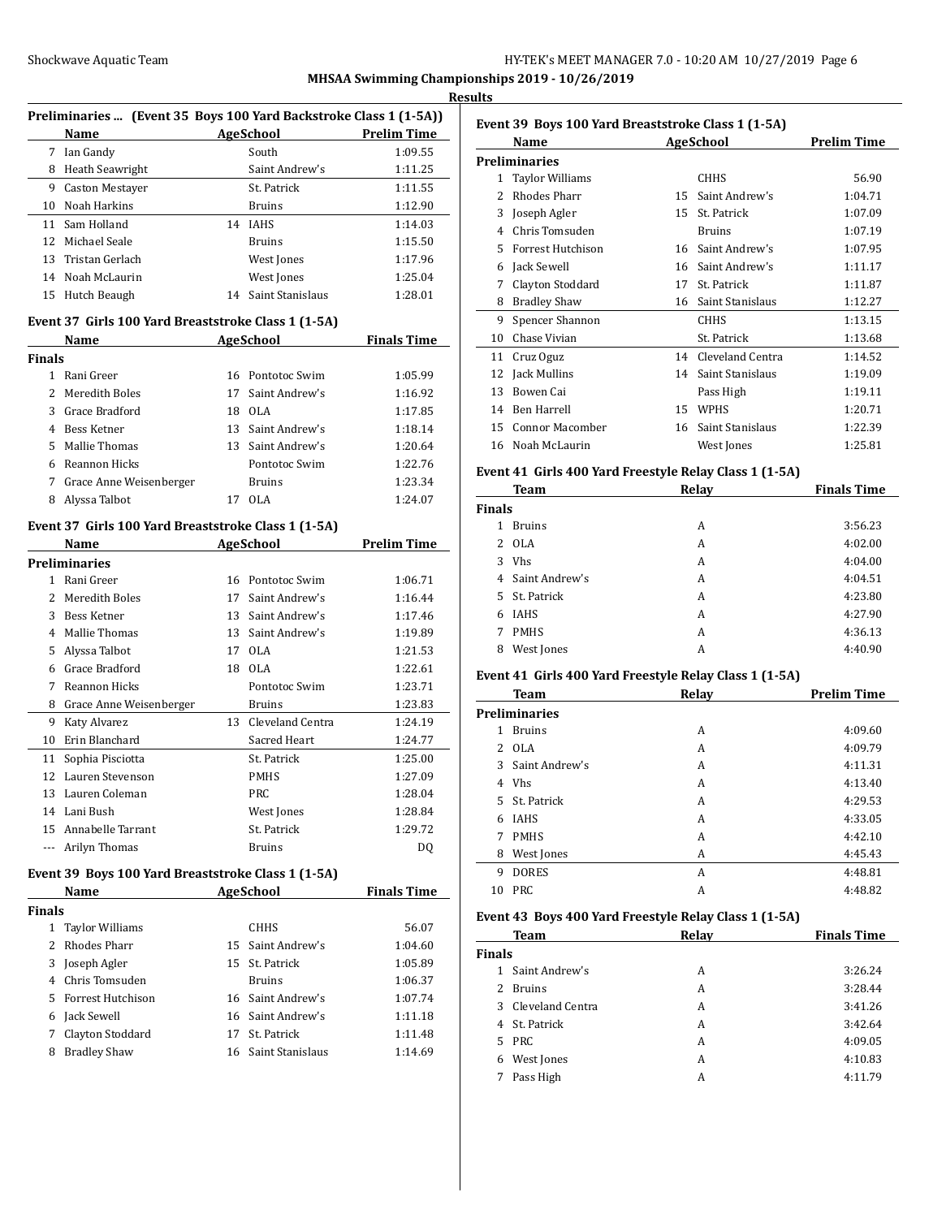## MHSAA Swimming Championships 2019 - 10/26/2019

**Results**

### Preliminaries ... (Event 35 Boys 100 Yard Backstroke Class 1 (1-5A))

| | Name | Age | School | Prelim Time |
|---|---|---|---|---|
| 7 | Ian Gandy | | South | 1:09.55 |
| 8 | Heath Seawright | | Saint Andrew's | 1:11.25 |
| 9 | Caston Mestayer | | St. Patrick | 1:11.55 |
| 10 | Noah Harkins | | Bruins | 1:12.90 |
| 11 | Sam Holland | 14 | IAHS | 1:14.03 |
| 12 | Michael Seale | | Bruins | 1:15.50 |
| 13 | Tristan Gerlach | | West Jones | 1:17.96 |
| 14 | Noah McLaurin | | West Jones | 1:25.04 |
| 15 | Hutch Beaugh | 14 | Saint Stanislaus | 1:28.01 |

### Event 37 Girls 100 Yard Breaststroke Class 1 (1-5A)

**Finals**

| | Name | Age | School | Finals Time |
|---|---|---|---|---|
| 1 | Rani Greer | 16 | Pontotoc Swim | 1:05.99 |
| 2 | Meredith Boles | 17 | Saint Andrew's | 1:16.92 |
| 3 | Grace Bradford | 18 | OLA | 1:17.85 |
| 4 | Bess Ketner | 13 | Saint Andrew's | 1:18.14 |
| 5 | Mallie Thomas | 13 | Saint Andrew's | 1:20.64 |
| 6 | Reannon Hicks | | Pontotoc Swim | 1:22.76 |
| 7 | Grace Anne Weisenberger | | Bruins | 1:23.34 |
| 8 | Alyssa Talbot | 17 | OLA | 1:24.07 |

### Event 37 Girls 100 Yard Breaststroke Class 1 (1-5A)

**Preliminaries**

| | Name | Age | School | Prelim Time |
|---|---|---|---|---|
| 1 | Rani Greer | 16 | Pontotoc Swim | 1:06.71 |
| 2 | Meredith Boles | 17 | Saint Andrew's | 1:16.44 |
| 3 | Bess Ketner | 13 | Saint Andrew's | 1:17.46 |
| 4 | Mallie Thomas | 13 | Saint Andrew's | 1:19.89 |
| 5 | Alyssa Talbot | 17 | OLA | 1:21.53 |
| 6 | Grace Bradford | 18 | OLA | 1:22.61 |
| 7 | Reannon Hicks | | Pontotoc Swim | 1:23.71 |
| 8 | Grace Anne Weisenberger | | Bruins | 1:23.83 |
| 9 | Katy Alvarez | 13 | Cleveland Centra | 1:24.19 |
| 10 | Erin Blanchard | | Sacred Heart | 1:24.77 |
| 11 | Sophia Pisciotta | | St. Patrick | 1:25.00 |
| 12 | Lauren Stevenson | | PMHS | 1:27.09 |
| 13 | Lauren Coleman | | PRC | 1:28.04 |
| 14 | Lani Bush | | West Jones | 1:28.84 |
| 15 | Annabelle Tarrant | | St. Patrick | 1:29.72 |
| --- | Arilyn Thomas | | Bruins | DQ |

### Event 39 Boys 100 Yard Breaststroke Class 1 (1-5A)

**Finals**

| | Name | Age | School | Finals Time |
|---|---|---|---|---|
| 1 | Taylor Williams | | CHHS | 56.07 |
| 2 | Rhodes Pharr | 15 | Saint Andrew's | 1:04.60 |
| 3 | Joseph Agler | 15 | St. Patrick | 1:05.89 |
| 4 | Chris Tomsuden | | Bruins | 1:06.37 |
| 5 | Forrest Hutchison | 16 | Saint Andrew's | 1:07.74 |
| 6 | Jack Sewell | 16 | Saint Andrew's | 1:11.18 |
| 7 | Clayton Stoddard | 17 | St. Patrick | 1:11.48 |
| 8 | Bradley Shaw | 16 | Saint Stanislaus | 1:14.69 |

### Event 39 Boys 100 Yard Breaststroke Class 1 (1-5A)

**Preliminaries**

| | Name | Age | School | Prelim Time |
|---|---|---|---|---|
| 1 | Taylor Williams | | CHHS | 56.90 |
| 2 | Rhodes Pharr | 15 | Saint Andrew's | 1:04.71 |
| 3 | Joseph Agler | 15 | St. Patrick | 1:07.09 |
| 4 | Chris Tomsuden | | Bruins | 1:07.19 |
| 5 | Forrest Hutchison | 16 | Saint Andrew's | 1:07.95 |
| 6 | Jack Sewell | 16 | Saint Andrew's | 1:11.17 |
| 7 | Clayton Stoddard | 17 | St. Patrick | 1:11.87 |
| 8 | Bradley Shaw | 16 | Saint Stanislaus | 1:12.27 |
| 9 | Spencer Shannon | | CHHS | 1:13.15 |
| 10 | Chase Vivian | | St. Patrick | 1:13.68 |
| 11 | Cruz Oguz | 14 | Cleveland Centra | 1:14.52 |
| 12 | Jack Mullins | 14 | Saint Stanislaus | 1:19.09 |
| 13 | Bowen Cai | | Pass High | 1:19.11 |
| 14 | Ben Harrell | 15 | WPHS | 1:20.71 |
| 15 | Connor Macomber | 16 | Saint Stanislaus | 1:22.39 |
| 16 | Noah McLaurin | | West Jones | 1:25.81 |

### Event 41 Girls 400 Yard Freestyle Relay Class 1 (1-5A)

**Finals**

| | Team | Relay | Finals Time |
|---|---|---|---|
| 1 | Bruins | A | 3:56.23 |
| 2 | OLA | A | 4:02.00 |
| 3 | Vhs | A | 4:04.00 |
| 4 | Saint Andrew's | A | 4:04.51 |
| 5 | St. Patrick | A | 4:23.80 |
| 6 | IAHS | A | 4:27.90 |
| 7 | PMHS | A | 4:36.13 |
| 8 | West Jones | A | 4:40.90 |

### Event 41 Girls 400 Yard Freestyle Relay Class 1 (1-5A)

**Preliminaries**

| | Team | Relay | Prelim Time |
|---|---|---|---|
| 1 | Bruins | A | 4:09.60 |
| 2 | OLA | A | 4:09.79 |
| 3 | Saint Andrew's | A | 4:11.31 |
| 4 | Vhs | A | 4:13.40 |
| 5 | St. Patrick | A | 4:29.53 |
| 6 | IAHS | A | 4:33.05 |
| 7 | PMHS | A | 4:42.10 |
| 8 | West Jones | A | 4:45.43 |
| 9 | DORES | A | 4:48.81 |
| 10 | PRC | A | 4:48.82 |

### Event 43 Boys 400 Yard Freestyle Relay Class 1 (1-5A)

**Finals**

| | Team | Relay | Finals Time |
|---|---|---|---|
| 1 | Saint Andrew's | A | 3:26.24 |
| 2 | Bruins | A | 3:28.44 |
| 3 | Cleveland Centra | A | 3:41.26 |
| 4 | St. Patrick | A | 3:42.64 |
| 5 | PRC | A | 4:09.05 |
| 6 | West Jones | A | 4:10.83 |
| 7 | Pass High | A | 4:11.79 |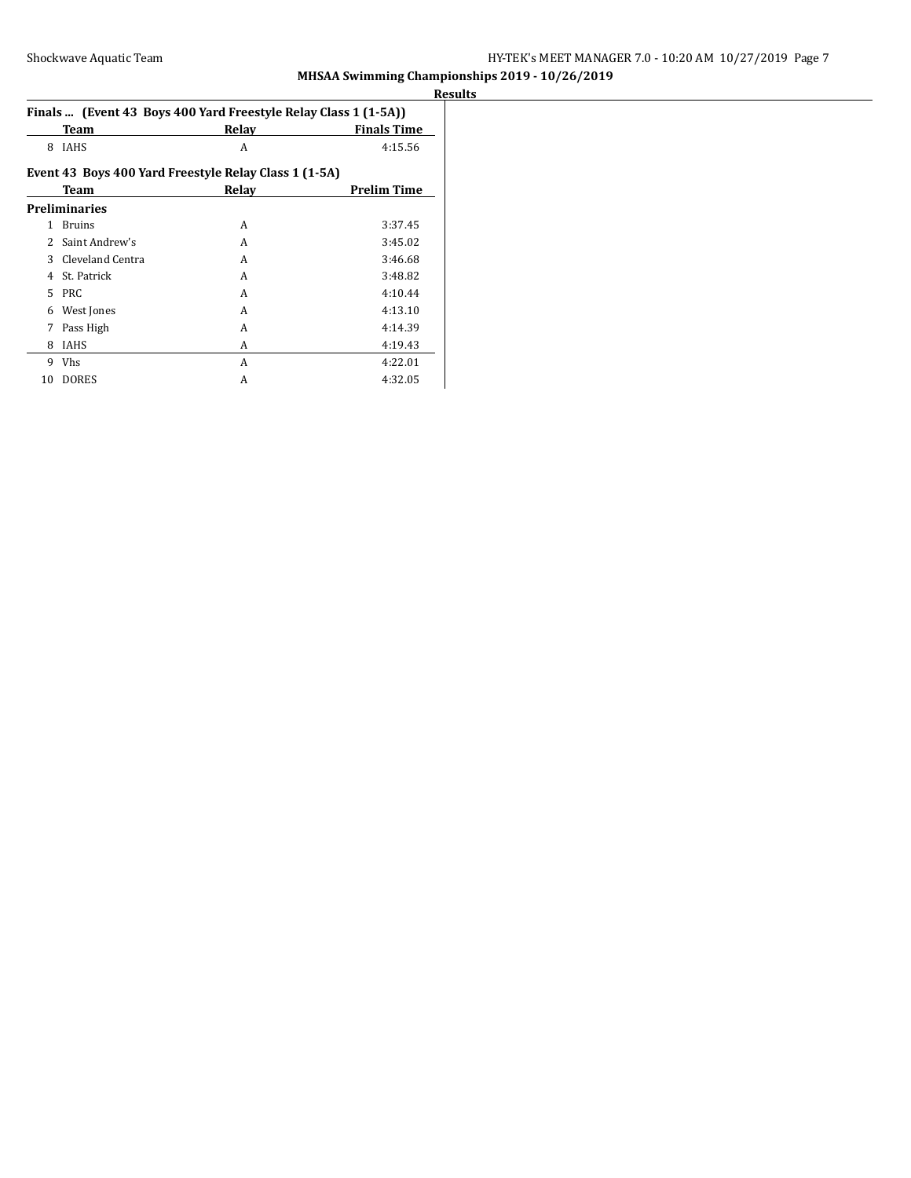**MHSAA Swimming Championships 2019 - 10/26/2019**

**Results**

**Finals ... (Event 43 Boys 400 Yard Freestyle Relay Class 1 (1-5A))**

| | Team | Relay | Finals Time |
|---|---|---|---|
| 8 | IAHS | A | 4:15.56 |

**Event 43 Boys 400 Yard Freestyle Relay Class 1 (1-5A)**

| | Team | Relay | Prelim Time |
|---|---|---|---|
| **Preliminaries** | | | |
| 1 | Bruins | A | 3:37.45 |
| 2 | Saint Andrew's | A | 3:45.02 |
| 3 | Cleveland Centra | A | 3:46.68 |
| 4 | St. Patrick | A | 3:48.82 |
| 5 | PRC | A | 4:10.44 |
| 6 | West Jones | A | 4:13.10 |
| 7 | Pass High | A | 4:14.39 |
| 8 | IAHS | A | 4:19.43 |
| 9 | Vhs | A | 4:22.01 |
| 10 | DORES | A | 4:32.05 |